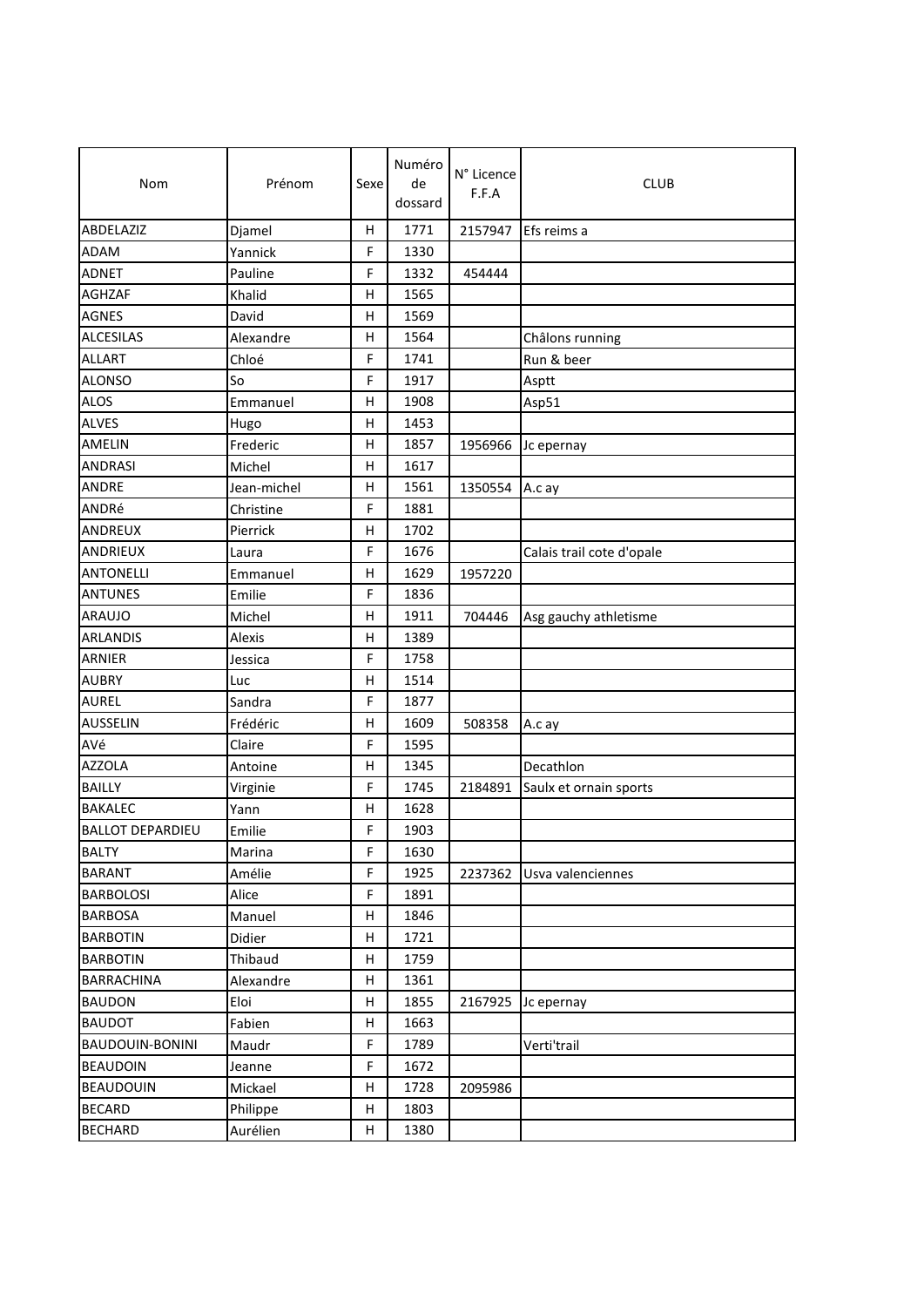| Nom | Prénom | Sexe | Numéro de dossard | N° Licence F.F.A | CLUB |
|---|---|---|---|---|---|
| ABDELAZIZ | Djamel | H | 1771 | 2157947 | Efs reims a |
| ADAM | Yannick | F | 1330 | | |
| ADNET | Pauline | F | 1332 | 454444 | |
| AGHZAF | Khalid | H | 1565 | | |
| AGNES | David | H | 1569 | | |
| ALCESILAS | Alexandre | H | 1564 | | Châlons running |
| ALLART | Chloé | F | 1741 | | Run & beer |
| ALONSO | So | F | 1917 | | Asptt |
| ALOS | Emmanuel | H | 1908 | | Asp51 |
| ALVES | Hugo | H | 1453 | | |
| AMELIN | Frederic | H | 1857 | 1956966 | Jc epernay |
| ANDRASI | Michel | H | 1617 | | |
| ANDRE | Jean-michel | H | 1561 | 1350554 | A.c ay |
| ANDRé | Christine | F | 1881 | | |
| ANDREUX | Pierrick | H | 1702 | | |
| ANDRIEUX | Laura | F | 1676 | | Calais trail cote d'opale |
| ANTONELLI | Emmanuel | H | 1629 | 1957220 | |
| ANTUNES | Emilie | F | 1836 | | |
| ARAUJO | Michel | H | 1911 | 704446 | Asg gauchy athletisme |
| ARLANDIS | Alexis | H | 1389 | | |
| ARNIER | Jessica | F | 1758 | | |
| AUBRY | Luc | H | 1514 | | |
| AUREL | Sandra | F | 1877 | | |
| AUSSELIN | Frédéric | H | 1609 | 508358 | A.c ay |
| AVé | Claire | F | 1595 | | |
| AZZOLA | Antoine | H | 1345 | | Decathlon |
| BAILLY | Virginie | F | 1745 | 2184891 | Saulx et ornain sports |
| BAKALEC | Yann | H | 1628 | | |
| BALLOT DEPARDIEU | Emilie | F | 1903 | | |
| BALTY | Marina | F | 1630 | | |
| BARANT | Amélie | F | 1925 | 2237362 | Usva valenciennes |
| BARBOLOSI | Alice | F | 1891 | | |
| BARBOSA | Manuel | H | 1846 | | |
| BARBOTIN | Didier | H | 1721 | | |
| BARBOTIN | Thibaud | H | 1759 | | |
| BARRACHINA | Alexandre | H | 1361 | | |
| BAUDON | Eloi | H | 1855 | 2167925 | Jc epernay |
| BAUDOT | Fabien | H | 1663 | | |
| BAUDOUIN-BONINI | Maudr | F | 1789 | | Verti'trail |
| BEAUDOIN | Jeanne | F | 1672 | | |
| BEAUDOUIN | Mickael | H | 1728 | 2095986 | |
| BECARD | Philippe | H | 1803 | | |
| BECHARD | Aurélien | H | 1380 | | |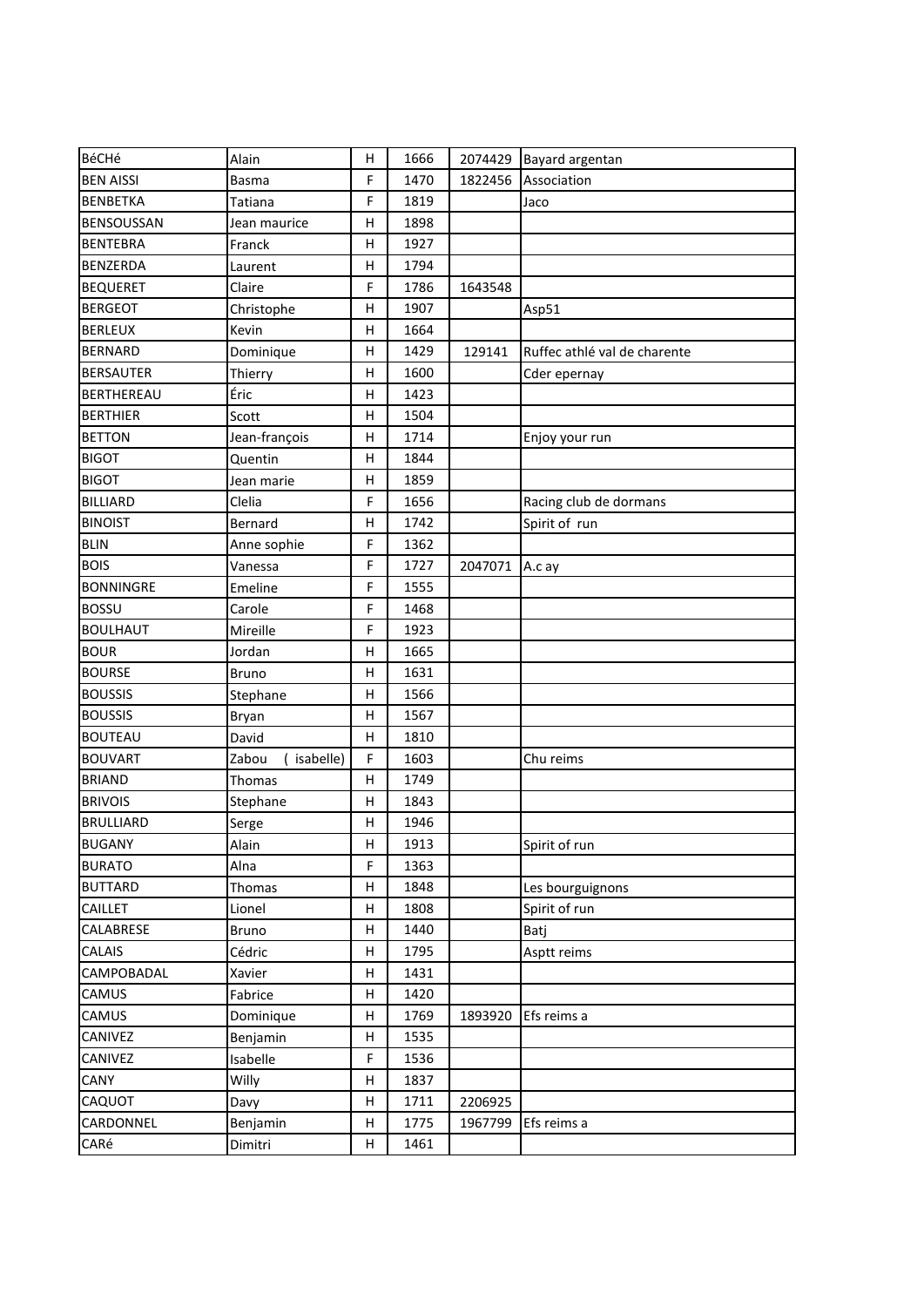| BéCHé | Alain | H | 1666 | 2074429 | Bayard argentan |
|---|---|---|---|---|---|
| BEN AISSI | Basma | F | 1470 | 1822456 | Association |
| BENBETKA | Tatiana | F | 1819 | | Jaco |
| BENSOUSSAN | Jean maurice | H | 1898 | | |
| BENTEBRA | Franck | H | 1927 | | |
| BENZERDA | Laurent | H | 1794 | | |
| BEQUERET | Claire | F | 1786 | 1643548 | |
| BERGEOT | Christophe | H | 1907 | | Asp51 |
| BERLEUX | Kevin | H | 1664 | | |
| BERNARD | Dominique | H | 1429 | 129141 | Ruffec athlé val de charente |
| BERSAUTER | Thierry | H | 1600 | | Cder epernay |
| BERTHEREAU | Éric | H | 1423 | | |
| BERTHIER | Scott | H | 1504 | | |
| BETTON | Jean-françois | H | 1714 | | Enjoy your run |
| BIGOT | Quentin | H | 1844 | | |
| BIGOT | Jean marie | H | 1859 | | |
| BILLIARD | Clelia | F | 1656 | | Racing club de dormans |
| BINOIST | Bernard | H | 1742 | | Spirit of run |
| BLIN | Anne sophie | F | 1362 | | |
| BOIS | Vanessa | F | 1727 | 2047071 | A.c ay |
| BONNINGRE | Emeline | F | 1555 | | |
| BOSSU | Carole | F | 1468 | | |
| BOULHAUT | Mireille | F | 1923 | | |
| BOUR | Jordan | H | 1665 | | |
| BOURSE | Bruno | H | 1631 | | |
| BOUSSIS | Stephane | H | 1566 | | |
| BOUSSIS | Bryan | H | 1567 | | |
| BOUTEAU | David | H | 1810 | | |
| BOUVART | Zabou ( isabelle) | F | 1603 | | Chu reims |
| BRIAND | Thomas | H | 1749 | | |
| BRIVOIS | Stephane | H | 1843 | | |
| BRULLIARD | Serge | H | 1946 | | |
| BUGANY | Alain | H | 1913 | | Spirit of run |
| BURATO | Alna | F | 1363 | | |
| BUTTARD | Thomas | H | 1848 | | Les bourguignons |
| CAILLET | Lionel | H | 1808 | | Spirit of run |
| CALABRESE | Bruno | H | 1440 | | Batj |
| CALAIS | Cédric | H | 1795 | | Asptt reims |
| CAMPOBADAL | Xavier | H | 1431 | | |
| CAMUS | Fabrice | H | 1420 | | |
| CAMUS | Dominique | H | 1769 | 1893920 | Efs reims a |
| CANIVEZ | Benjamin | H | 1535 | | |
| CANIVEZ | Isabelle | F | 1536 | | |
| CANY | Willy | H | 1837 | | |
| CAQUOT | Davy | H | 1711 | 2206925 | |
| CARDONNEL | Benjamin | H | 1775 | 1967799 | Efs reims a |
| CARé | Dimitri | H | 1461 | | |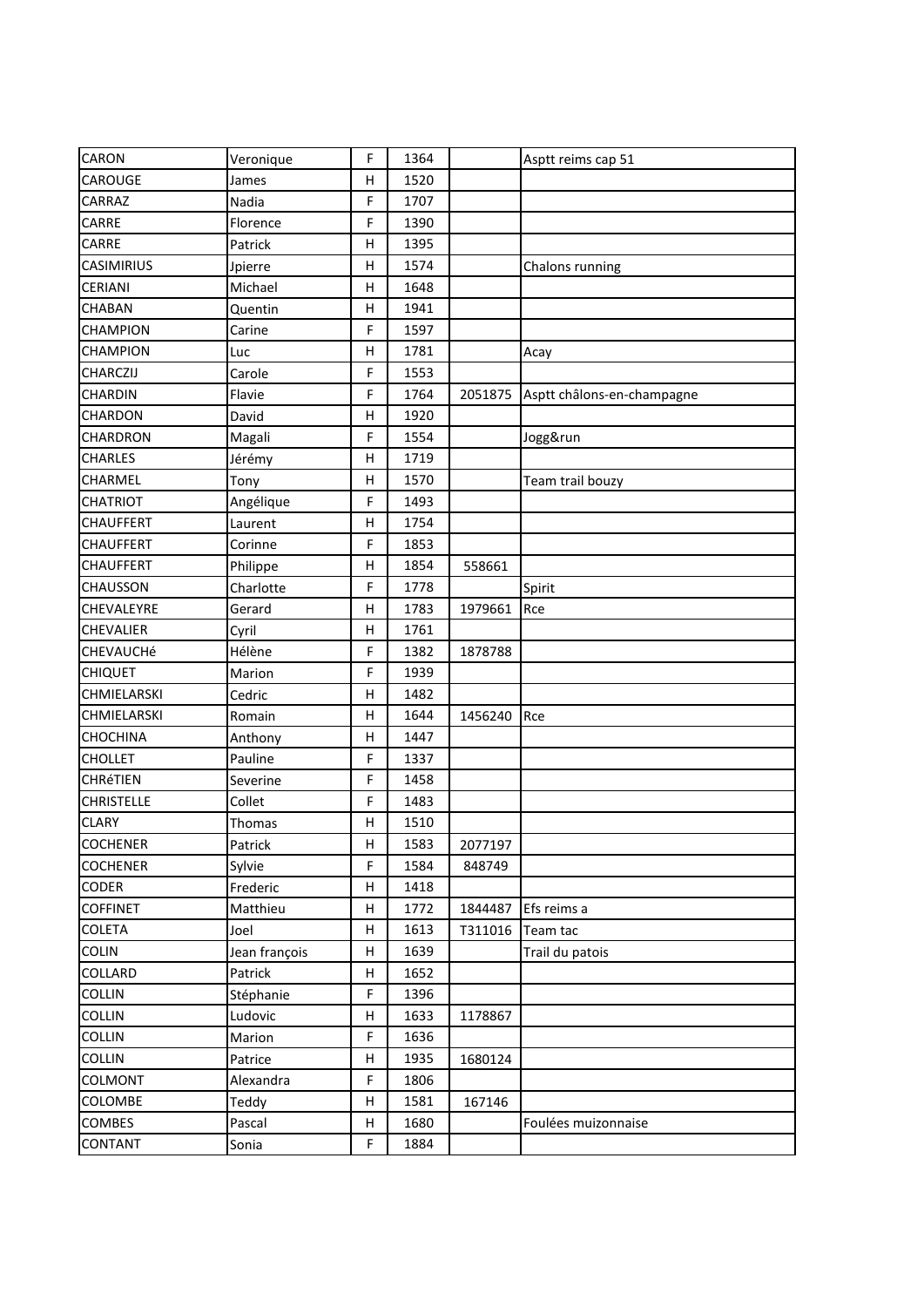| CARON | Veronique | F | 1364 | | Asptt reims cap 51 |
|---|---|---|---|---|---|
| CAROUGE | James | H | 1520 | | |
| CARRAZ | Nadia | F | 1707 | | |
| CARRE | Florence | F | 1390 | | |
| CARRE | Patrick | H | 1395 | | |
| CASIMIRIUS | Jpierre | H | 1574 | | Chalons running |
| CERIANI | Michael | H | 1648 | | |
| CHABAN | Quentin | H | 1941 | | |
| CHAMPION | Carine | F | 1597 | | |
| CHAMPION | Luc | H | 1781 | | Acay |
| CHARCZIJ | Carole | F | 1553 | | |
| CHARDIN | Flavie | F | 1764 | 2051875 | Asptt châlons-en-champagne |
| CHARDON | David | H | 1920 | | |
| CHARDRON | Magali | F | 1554 | | Jogg&run |
| CHARLES | Jérémy | H | 1719 | | |
| CHARMEL | Tony | H | 1570 | | Team trail bouzy |
| CHATRIOT | Angélique | F | 1493 | | |
| CHAUFFERT | Laurent | H | 1754 | | |
| CHAUFFERT | Corinne | F | 1853 | | |
| CHAUFFERT | Philippe | H | 1854 | 558661 | |
| CHAUSSON | Charlotte | F | 1778 | | Spirit |
| CHEVALEYRE | Gerard | H | 1783 | 1979661 | Rce |
| CHEVALIER | Cyril | H | 1761 | | |
| CHEVAUCHé | Hélène | F | 1382 | 1878788 | |
| CHIQUET | Marion | F | 1939 | | |
| CHMIELARSKI | Cedric | H | 1482 | | |
| CHMIELARSKI | Romain | H | 1644 | 1456240 | Rce |
| CHOCHINA | Anthony | H | 1447 | | |
| CHOLLET | Pauline | F | 1337 | | |
| CHRéTIEN | Severine | F | 1458 | | |
| CHRISTELLE | Collet | F | 1483 | | |
| CLARY | Thomas | H | 1510 | | |
| COCHENER | Patrick | H | 1583 | 2077197 | |
| COCHENER | Sylvie | F | 1584 | 848749 | |
| CODER | Frederic | H | 1418 | | |
| COFFINET | Matthieu | H | 1772 | 1844487 | Efs reims a |
| COLETA | Joel | H | 1613 | T311016 | Team tac |
| COLIN | Jean françois | H | 1639 | | Trail du patois |
| COLLARD | Patrick | H | 1652 | | |
| COLLIN | Stéphanie | F | 1396 | | |
| COLLIN | Ludovic | H | 1633 | 1178867 | |
| COLLIN | Marion | F | 1636 | | |
| COLLIN | Patrice | H | 1935 | 1680124 | |
| COLMONT | Alexandra | F | 1806 | | |
| COLOMBE | Teddy | H | 1581 | 167146 | |
| COMBES | Pascal | H | 1680 | | Foulées muizonnaise |
| CONTANT | Sonia | F | 1884 | | |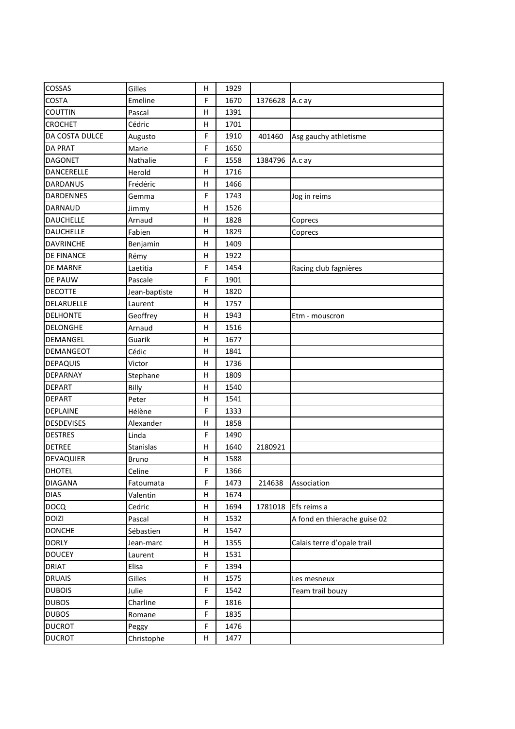| | | | | | |
|---|---|---|---|---|---|
| COSSAS | Gilles | H | 1929 | | |
| COSTA | Emeline | F | 1670 | 1376628 | A.c ay |
| COUTTIN | Pascal | H | 1391 | | |
| CROCHET | Cédric | H | 1701 | | |
| DA COSTA DULCE | Augusto | F | 1910 | 401460 | Asg gauchy athletisme |
| DA PRAT | Marie | F | 1650 | | |
| DAGONET | Nathalie | F | 1558 | 1384796 | A.c ay |
| DANCERELLE | Herold | H | 1716 | | |
| DARDANUS | Frédéric | H | 1466 | | |
| DARDENNES | Gemma | F | 1743 | | Jog in reims |
| DARNAUD | Jimmy | H | 1526 | | |
| DAUCHELLE | Arnaud | H | 1828 | | Coprecs |
| DAUCHELLE | Fabien | H | 1829 | | Coprecs |
| DAVRINCHE | Benjamin | H | 1409 | | |
| DE FINANCE | Rémy | H | 1922 | | |
| DE MARNE | Laetitia | F | 1454 | | Racing club fagnières |
| DE PAUW | Pascale | F | 1901 | | |
| DECOTTE | Jean-baptiste | H | 1820 | | |
| DELARUELLE | Laurent | H | 1757 | | |
| DELHONTE | Geoffrey | H | 1943 | | Etm - mouscron |
| DELONGHE | Arnaud | H | 1516 | | |
| DEMANGEL | Guarik | H | 1677 | | |
| DEMANGEOT | Cédic | H | 1841 | | |
| DEPAQUIS | Victor | H | 1736 | | |
| DEPARNAY | Stephane | H | 1809 | | |
| DEPART | Billy | H | 1540 | | |
| DEPART | Peter | H | 1541 | | |
| DEPLAINE | Hélène | F | 1333 | | |
| DESDEVISES | Alexander | H | 1858 | | |
| DESTRES | Linda | F | 1490 | | |
| DETREE | Stanislas | H | 1640 | 2180921 | |
| DEVAQUIER | Bruno | H | 1588 | | |
| DHOTEL | Celine | F | 1366 | | |
| DIAGANA | Fatoumata | F | 1473 | 214638 | Association |
| DIAS | Valentin | H | 1674 | | |
| DOCQ | Cedric | H | 1694 | 1781018 | Efs reims a |
| DOIZI | Pascal | H | 1532 | | A fond en thierache guise 02 |
| DONCHE | Sébastien | H | 1547 | | |
| DORLY | Jean-marc | H | 1355 | | Calais terre d'opale trail |
| DOUCEY | Laurent | H | 1531 | | |
| DRIAT | Elisa | F | 1394 | | |
| DRUAIS | Gilles | H | 1575 | | Les mesneux |
| DUBOIS | Julie | F | 1542 | | Team trail bouzy |
| DUBOS | Charline | F | 1816 | | |
| DUBOS | Romane | F | 1835 | | |
| DUCROT | Peggy | F | 1476 | | |
| DUCROT | Christophe | H | 1477 | | |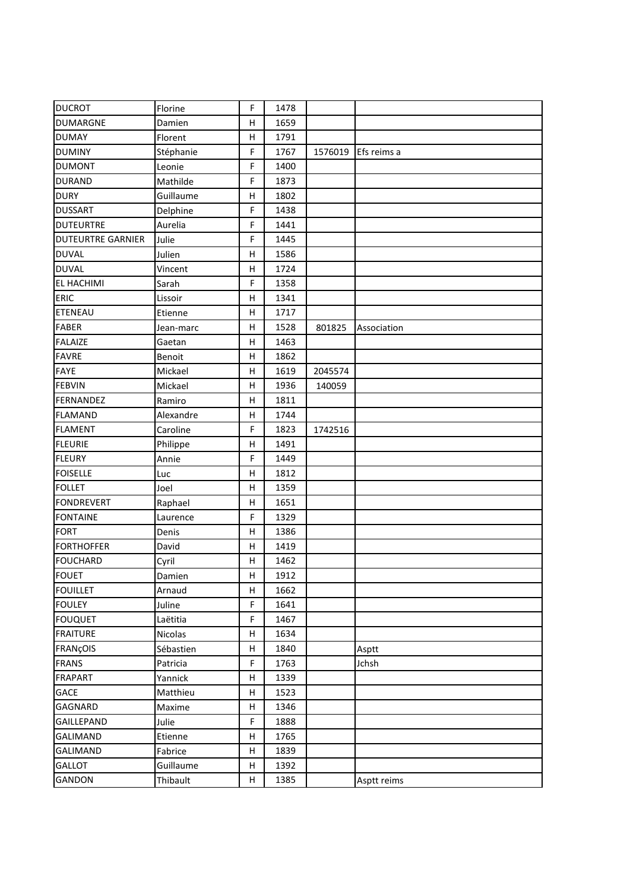| DUCROT | Florine | F | 1478 | | |
|---|---|---|---|---|---|
| DUMARGNE | Damien | H | 1659 | | |
| DUMAY | Florent | H | 1791 | | |
| DUMINY | Stéphanie | F | 1767 | 1576019 | Efs reims a |
| DUMONT | Leonie | F | 1400 | | |
| DURAND | Mathilde | F | 1873 | | |
| DURY | Guillaume | H | 1802 | | |
| DUSSART | Delphine | F | 1438 | | |
| DUTEURTRE | Aurelia | F | 1441 | | |
| DUTEURTRE GARNIER | Julie | F | 1445 | | |
| DUVAL | Julien | H | 1586 | | |
| DUVAL | Vincent | H | 1724 | | |
| EL HACHIMI | Sarah | F | 1358 | | |
| ERIC | Lissoir | H | 1341 | | |
| ETENEAU | Etienne | H | 1717 | | |
| FABER | Jean-marc | H | 1528 | 801825 | Association |
| FALAIZE | Gaetan | H | 1463 | | |
| FAVRE | Benoit | H | 1862 | | |
| FAYE | Mickael | H | 1619 | 2045574 | |
| FEBVIN | Mickael | H | 1936 | 140059 | |
| FERNANDEZ | Ramiro | H | 1811 | | |
| FLAMAND | Alexandre | H | 1744 | | |
| FLAMENT | Caroline | F | 1823 | 1742516 | |
| FLEURIE | Philippe | H | 1491 | | |
| FLEURY | Annie | F | 1449 | | |
| FOISELLE | Luc | H | 1812 | | |
| FOLLET | Joel | H | 1359 | | |
| FONDREVERT | Raphael | H | 1651 | | |
| FONTAINE | Laurence | F | 1329 | | |
| FORT | Denis | H | 1386 | | |
| FORTHOFFER | David | H | 1419 | | |
| FOUCHARD | Cyril | H | 1462 | | |
| FOUET | Damien | H | 1912 | | |
| FOUILLET | Arnaud | H | 1662 | | |
| FOULEY | Juline | F | 1641 | | |
| FOUQUET | Laëtitia | F | 1467 | | |
| FRAITURE | Nicolas | H | 1634 | | |
| FRANçOIS | Sébastien | H | 1840 | | Asptt |
| FRANS | Patricia | F | 1763 | | Jchsh |
| FRAPART | Yannick | H | 1339 | | |
| GACE | Matthieu | H | 1523 | | |
| GAGNARD | Maxime | H | 1346 | | |
| GAILLEPAND | Julie | F | 1888 | | |
| GALIMAND | Etienne | H | 1765 | | |
| GALIMAND | Fabrice | H | 1839 | | |
| GALLOT | Guillaume | H | 1392 | | |
| GANDON | Thibault | H | 1385 | | Asptt reims |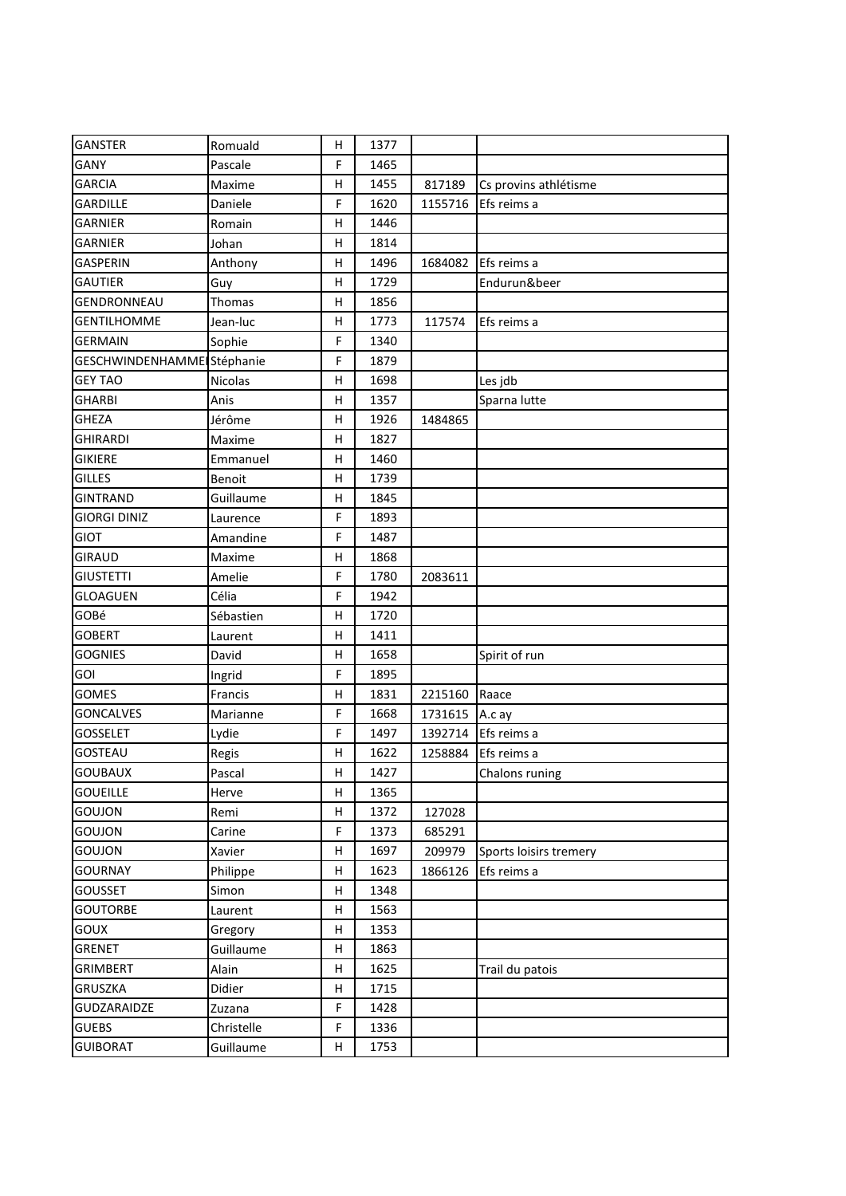| GANSTER | Romuald | H | 1377 | | |
|---|---|---|---|---|---|
| GANY | Pascale | F | 1465 | | |
| GARCIA | Maxime | H | 1455 | 817189 | Cs provins athlétisme |
| GARDILLE | Daniele | F | 1620 | 1155716 | Efs reims a |
| GARNIER | Romain | H | 1446 | | |
| GARNIER | Johan | H | 1814 | | |
| GASPERIN | Anthony | H | 1496 | 1684082 | Efs reims a |
| GAUTIER | Guy | H | 1729 | | Endurun&beer |
| GENDRONNEAU | Thomas | H | 1856 | | |
| GENTILHOMME | Jean-luc | H | 1773 | 117574 | Efs reims a |
| GERMAIN | Sophie | F | 1340 | | |
| GESCHWINDENHAMMEI | Stéphanie | F | 1879 | | |
| GEY TAO | Nicolas | H | 1698 | | Les jdb |
| GHARBI | Anis | H | 1357 | | Sparna lutte |
| GHEZA | Jérôme | H | 1926 | 1484865 | |
| GHIRARDI | Maxime | H | 1827 | | |
| GIKIERE | Emmanuel | H | 1460 | | |
| GILLES | Benoit | H | 1739 | | |
| GINTRAND | Guillaume | H | 1845 | | |
| GIORGI DINIZ | Laurence | F | 1893 | | |
| GIOT | Amandine | F | 1487 | | |
| GIRAUD | Maxime | H | 1868 | | |
| GIUSTETTI | Amelie | F | 1780 | 2083611 | |
| GLOAGUEN | Célia | F | 1942 | | |
| GOBé | Sébastien | H | 1720 | | |
| GOBERT | Laurent | H | 1411 | | |
| GOGNIES | David | H | 1658 | | Spirit of run |
| GOI | Ingrid | F | 1895 | | |
| GOMES | Francis | H | 1831 | 2215160 | Raace |
| GONCALVES | Marianne | F | 1668 | 1731615 | A.c ay |
| GOSSELET | Lydie | F | 1497 | 1392714 | Efs reims a |
| GOSTEAU | Regis | H | 1622 | 1258884 | Efs reims a |
| GOUBAUX | Pascal | H | 1427 | | Chalons runing |
| GOUEILLE | Herve | H | 1365 | | |
| GOUJON | Remi | H | 1372 | 127028 | |
| GOUJON | Carine | F | 1373 | 685291 | |
| GOUJON | Xavier | H | 1697 | 209979 | Sports loisirs tremery |
| GOURNAY | Philippe | H | 1623 | 1866126 | Efs reims a |
| GOUSSET | Simon | H | 1348 | | |
| GOUTORBE | Laurent | H | 1563 | | |
| GOUX | Gregory | H | 1353 | | |
| GRENET | Guillaume | H | 1863 | | |
| GRIMBERT | Alain | H | 1625 | | Trail du patois |
| GRUSZKA | Didier | H | 1715 | | |
| GUDZARAIDZE | Zuzana | F | 1428 | | |
| GUEBS | Christelle | F | 1336 | | |
| GUIBORAT | Guillaume | H | 1753 | | |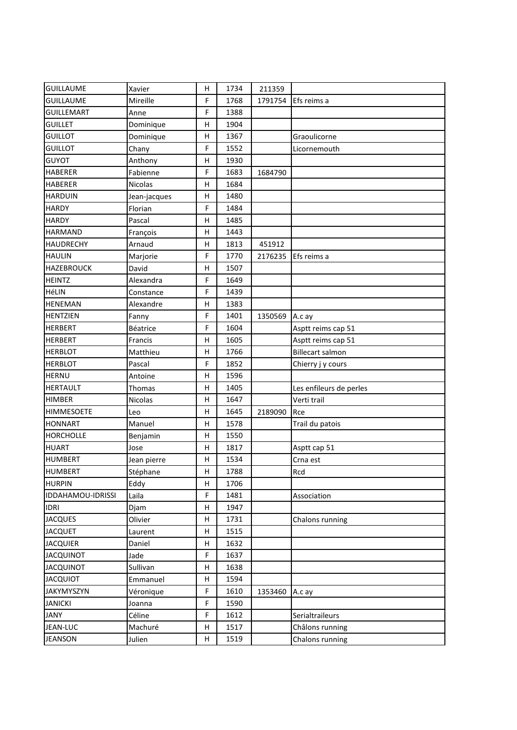| GUILLAUME | Xavier | H | 1734 | 211359 | |
|---|---|---|---|---|---|
| GUILLAUME | Mireille | F | 1768 | 1791754 | Efs reims a |
| GUILLEMART | Anne | F | 1388 | | |
| GUILLET | Dominique | H | 1904 | | |
| GUILLOT | Dominique | H | 1367 | | Graoulicorne |
| GUILLOT | Chany | F | 1552 | | Licornemouth |
| GUYOT | Anthony | H | 1930 | | |
| HABERER | Fabienne | F | 1683 | 1684790 | |
| HABERER | Nicolas | H | 1684 | | |
| HARDUIN | Jean-jacques | H | 1480 | | |
| HARDY | Florian | F | 1484 | | |
| HARDY | Pascal | H | 1485 | | |
| HARMAND | François | H | 1443 | | |
| HAUDRECHY | Arnaud | H | 1813 | 451912 | |
| HAULIN | Marjorie | F | 1770 | 2176235 | Efs reims a |
| HAZEBROUCK | David | H | 1507 | | |
| HEINTZ | Alexandra | F | 1649 | | |
| HéLIN | Constance | F | 1439 | | |
| HENEMAN | Alexandre | H | 1383 | | |
| HENTZIEN | Fanny | F | 1401 | 1350569 | A.c ay |
| HERBERT | Béatrice | F | 1604 | | Asptt reims cap 51 |
| HERBERT | Francis | H | 1605 | | Asptt reims cap 51 |
| HERBLOT | Matthieu | H | 1766 | | Billecart salmon |
| HERBLOT | Pascal | F | 1852 | | Chierry j y cours |
| HERNU | Antoine | H | 1596 | | |
| HERTAULT | Thomas | H | 1405 | | Les enfileurs de perles |
| HIMBER | Nicolas | H | 1647 | | Verti trail |
| HIMMESOETE | Leo | H | 1645 | 2189090 | Rce |
| HONNART | Manuel | H | 1578 | | Trail du patois |
| HORCHOLLE | Benjamin | H | 1550 | | |
| HUART | Jose | H | 1817 | | Asptt cap 51 |
| HUMBERT | Jean pierre | H | 1534 | | Crna est |
| HUMBERT | Stéphane | H | 1788 | | Rcd |
| HURPIN | Eddy | H | 1706 | | |
| IDDAHAMOU-IDRISSI | Laila | F | 1481 | | Association |
| IDRI | Djam | H | 1947 | | |
| JACQUES | Olivier | H | 1731 | | Chalons running |
| JACQUET | Laurent | H | 1515 | | |
| JACQUIER | Daniel | H | 1632 | | |
| JACQUINOT | Jade | F | 1637 | | |
| JACQUINOT | Sullivan | H | 1638 | | |
| JACQUIOT | Emmanuel | H | 1594 | | |
| JAKYMYSZYN | Véronique | F | 1610 | 1353460 | A.c ay |
| JANICKI | Joanna | F | 1590 | | |
| JANY | Céline | F | 1612 | | Serialtraileurs |
| JEAN-LUC | Machuré | H | 1517 | | Châlons running |
| JEANSON | Julien | H | 1519 | | Chalons running |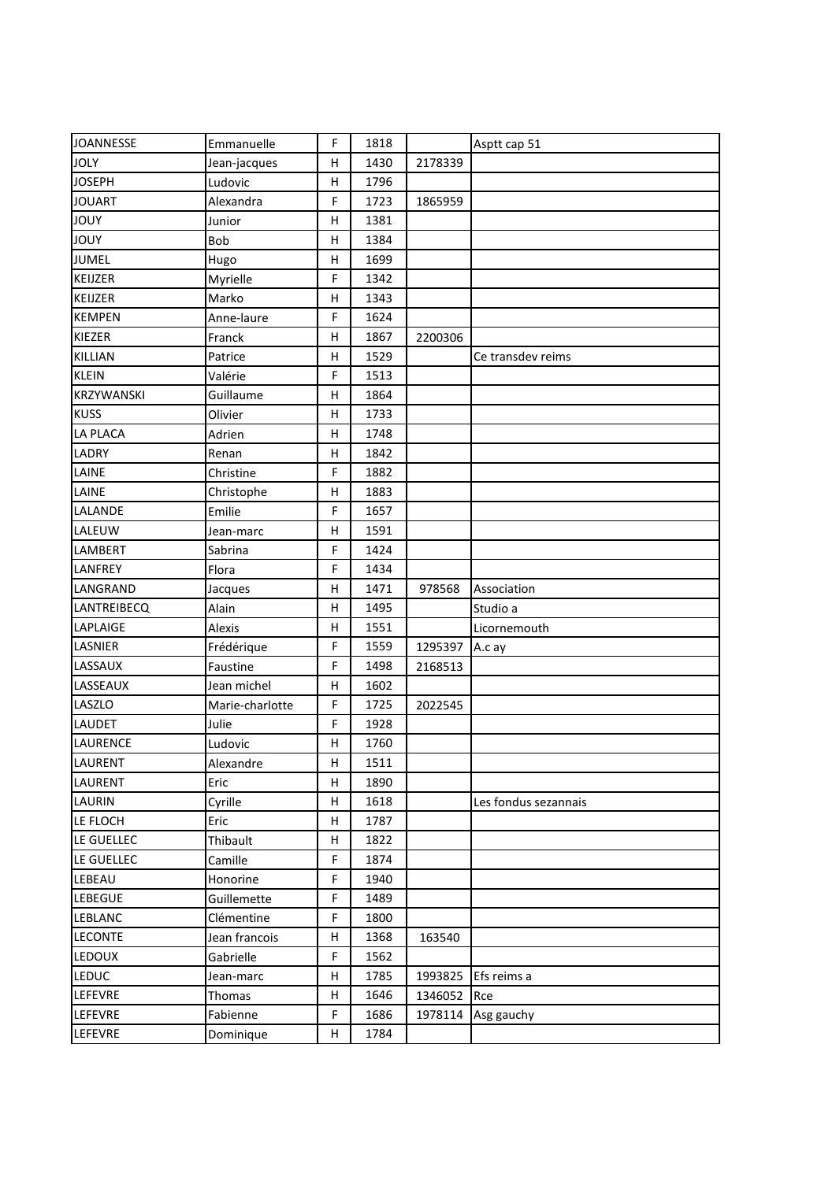| JOANNESSE | Emmanuelle | F | 1818 | | Asptt cap 51 |
|---|---|---|---|---|---|
| JOLY | Jean-jacques | H | 1430 | 2178339 | |
| JOSEPH | Ludovic | H | 1796 | | |
| JOUART | Alexandra | F | 1723 | 1865959 | |
| JOUY | Junior | H | 1381 | | |
| JOUY | Bob | H | 1384 | | |
| JUMEL | Hugo | H | 1699 | | |
| KEIJZER | Myrielle | F | 1342 | | |
| KEIJZER | Marko | H | 1343 | | |
| KEMPEN | Anne-laure | F | 1624 | | |
| KIEZER | Franck | H | 1867 | 2200306 | |
| KILLIAN | Patrice | H | 1529 | | Ce transdev reims |
| KLEIN | Valérie | F | 1513 | | |
| KRZYWANSKI | Guillaume | H | 1864 | | |
| KUSS | Olivier | H | 1733 | | |
| LA PLACA | Adrien | H | 1748 | | |
| LADRY | Renan | H | 1842 | | |
| LAINE | Christine | F | 1882 | | |
| LAINE | Christophe | H | 1883 | | |
| LALANDE | Emilie | F | 1657 | | |
| LALEUW | Jean-marc | H | 1591 | | |
| LAMBERT | Sabrina | F | 1424 | | |
| LANFREY | Flora | F | 1434 | | |
| LANGRAND | Jacques | H | 1471 | 978568 | Association |
| LANTREIBECQ | Alain | H | 1495 | | Studio a |
| LAPLAIGE | Alexis | H | 1551 | | Licornemouth |
| LASNIER | Frédérique | F | 1559 | 1295397 | A.c ay |
| LASSAUX | Faustine | F | 1498 | 2168513 | |
| LASSEAUX | Jean michel | H | 1602 | | |
| LASZLO | Marie-charlotte | F | 1725 | 2022545 | |
| LAUDET | Julie | F | 1928 | | |
| LAURENCE | Ludovic | H | 1760 | | |
| LAURENT | Alexandre | H | 1511 | | |
| LAURENT | Eric | H | 1890 | | |
| LAURIN | Cyrille | H | 1618 | | Les fondus sezannais |
| LE FLOCH | Eric | H | 1787 | | |
| LE GUELLEC | Thibault | H | 1822 | | |
| LE GUELLEC | Camille | F | 1874 | | |
| LEBEAU | Honorine | F | 1940 | | |
| LEBEGUE | Guillemette | F | 1489 | | |
| LEBLANC | Clémentine | F | 1800 | | |
| LECONTE | Jean francois | H | 1368 | 163540 | |
| LEDOUX | Gabrielle | F | 1562 | | |
| LEDUC | Jean-marc | H | 1785 | 1993825 | Efs reims a |
| LEFEVRE | Thomas | H | 1646 | 1346052 | Rce |
| LEFEVRE | Fabienne | F | 1686 | 1978114 | Asg gauchy |
| LEFEVRE | Dominique | H | 1784 | | |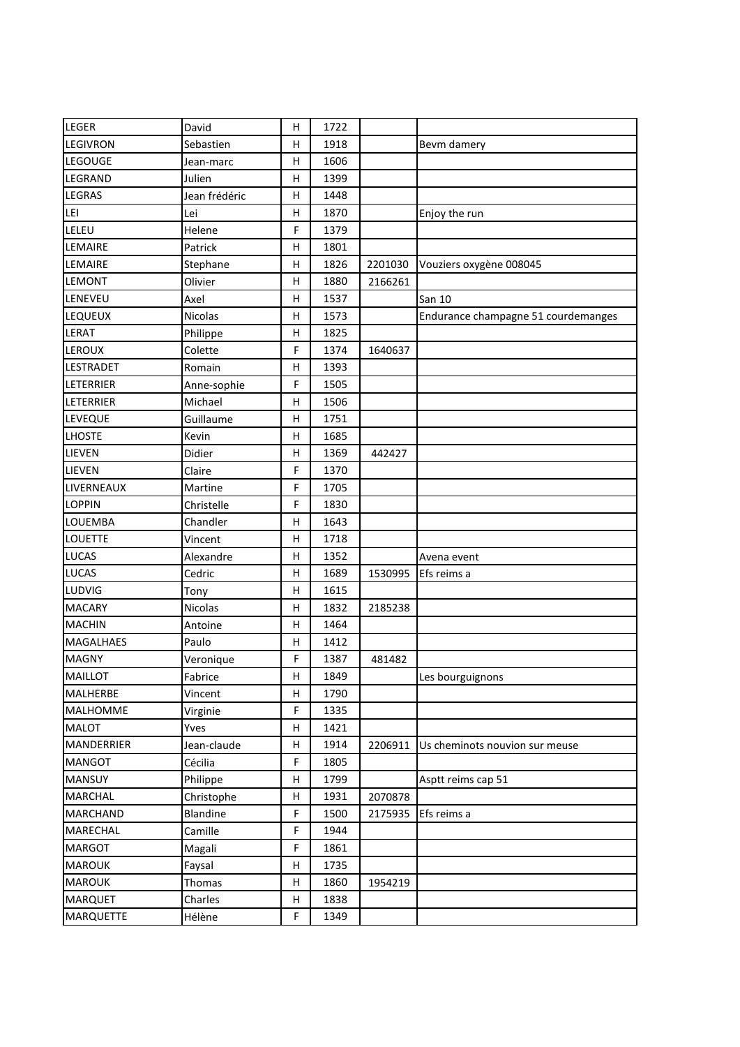| LEGER | David | H | 1722 | | |
|---|---|---|---|---|---|
| LEGIVRON | Sebastien | H | 1918 | | Bevm damery |
| LEGOUGE | Jean-marc | H | 1606 | | |
| LEGRAND | Julien | H | 1399 | | |
| LEGRAS | Jean frédéric | H | 1448 | | |
| LEI | Lei | H | 1870 | | Enjoy the run |
| LELEU | Helene | F | 1379 | | |
| LEMAIRE | Patrick | H | 1801 | | |
| LEMAIRE | Stephane | H | 1826 | 2201030 | Vouziers oxygène 008045 |
| LEMONT | Olivier | H | 1880 | 2166261 | |
| LENEVEU | Axel | H | 1537 | | San 10 |
| LEQUEUX | Nicolas | H | 1573 | | Endurance champagne 51 courdemanges |
| LERAT | Philippe | H | 1825 | | |
| LEROUX | Colette | F | 1374 | 1640637 | |
| LESTRADET | Romain | H | 1393 | | |
| LETERRIER | Anne-sophie | F | 1505 | | |
| LETERRIER | Michael | H | 1506 | | |
| LEVEQUE | Guillaume | H | 1751 | | |
| LHOSTE | Kevin | H | 1685 | | |
| LIEVEN | Didier | H | 1369 | 442427 | |
| LIEVEN | Claire | F | 1370 | | |
| LIVERNEAUX | Martine | F | 1705 | | |
| LOPPIN | Christelle | F | 1830 | | |
| LOUEMBA | Chandler | H | 1643 | | |
| LOUETTE | Vincent | H | 1718 | | |
| LUCAS | Alexandre | H | 1352 | | Avena event |
| LUCAS | Cedric | H | 1689 | 1530995 | Efs reims a |
| LUDVIG | Tony | H | 1615 | | |
| MACARY | Nicolas | H | 1832 | 2185238 | |
| MACHIN | Antoine | H | 1464 | | |
| MAGALHAES | Paulo | H | 1412 | | |
| MAGNY | Veronique | F | 1387 | 481482 | |
| MAILLOT | Fabrice | H | 1849 | | Les bourguignons |
| MALHERBE | Vincent | H | 1790 | | |
| MALHOMME | Virginie | F | 1335 | | |
| MALOT | Yves | H | 1421 | | |
| MANDERRIER | Jean-claude | H | 1914 | 2206911 | Us cheminots nouvion sur meuse |
| MANGOT | Cécilia | F | 1805 | | |
| MANSUY | Philippe | H | 1799 | | Asptt reims cap 51 |
| MARCHAL | Christophe | H | 1931 | 2070878 | |
| MARCHAND | Blandine | F | 1500 | 2175935 | Efs reims a |
| MARECHAL | Camille | F | 1944 | | |
| MARGOT | Magali | F | 1861 | | |
| MAROUK | Faysal | H | 1735 | | |
| MAROUK | Thomas | H | 1860 | 1954219 | |
| MARQUET | Charles | H | 1838 | | |
| MARQUETTE | Hélène | F | 1349 | | |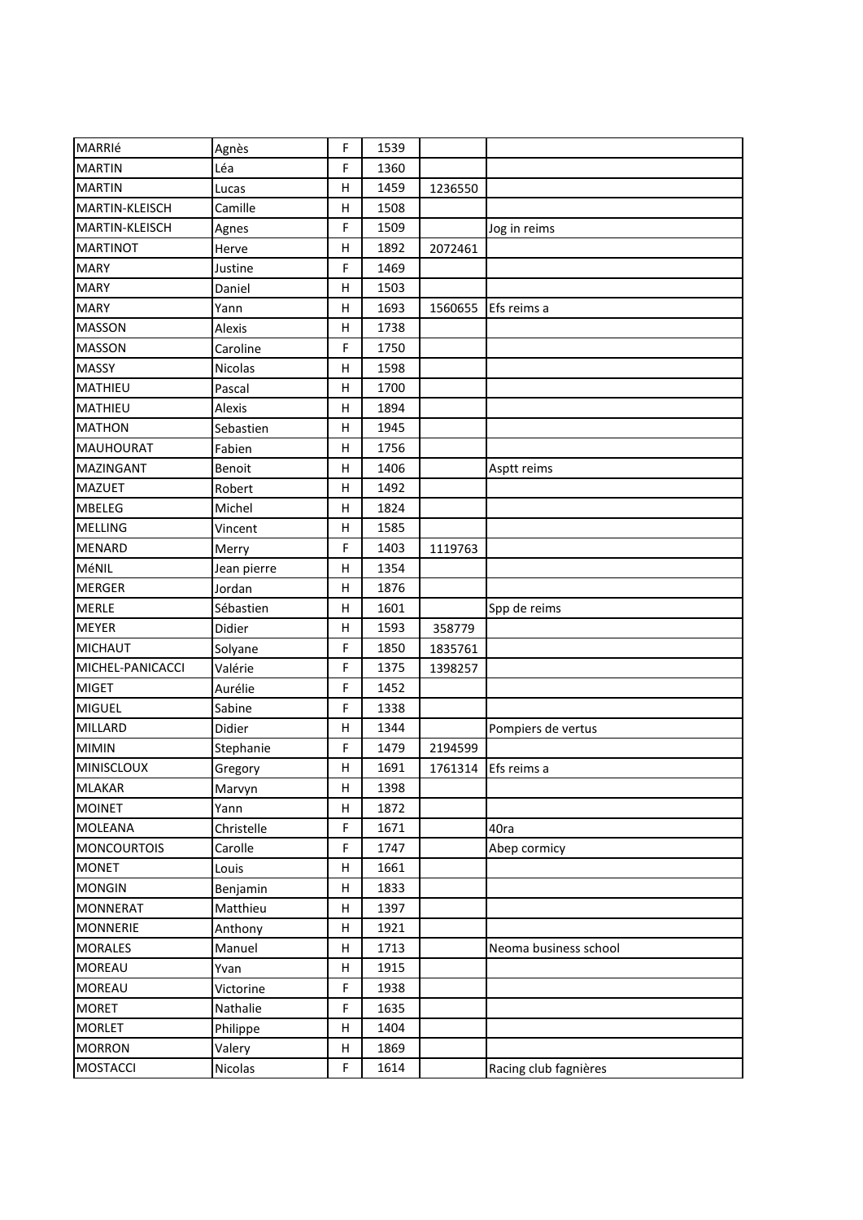| MARRIé | Agnès | F | 1539 | | |
|---|---|---|---|---|---|
| MARTIN | Léa | F | 1360 | | |
| MARTIN | Lucas | H | 1459 | 1236550 | |
| MARTIN-KLEISCH | Camille | H | 1508 | | |
| MARTIN-KLEISCH | Agnes | F | 1509 | | Jog in reims |
| MARTINOT | Herve | H | 1892 | 2072461 | |
| MARY | Justine | F | 1469 | | |
| MARY | Daniel | H | 1503 | | |
| MARY | Yann | H | 1693 | 1560655 | Efs reims a |
| MASSON | Alexis | H | 1738 | | |
| MASSON | Caroline | F | 1750 | | |
| MASSY | Nicolas | H | 1598 | | |
| MATHIEU | Pascal | H | 1700 | | |
| MATHIEU | Alexis | H | 1894 | | |
| MATHON | Sebastien | H | 1945 | | |
| MAUHOURAT | Fabien | H | 1756 | | |
| MAZINGANT | Benoit | H | 1406 | | Asptt reims |
| MAZUET | Robert | H | 1492 | | |
| MBELEG | Michel | H | 1824 | | |
| MELLING | Vincent | H | 1585 | | |
| MENARD | Merry | F | 1403 | 1119763 | |
| MéNIL | Jean pierre | H | 1354 | | |
| MERGER | Jordan | H | 1876 | | |
| MERLE | Sébastien | H | 1601 | | Spp de reims |
| MEYER | Didier | H | 1593 | 358779 | |
| MICHAUT | Solyane | F | 1850 | 1835761 | |
| MICHEL-PANICACCI | Valérie | F | 1375 | 1398257 | |
| MIGET | Aurélie | F | 1452 | | |
| MIGUEL | Sabine | F | 1338 | | |
| MILLARD | Didier | H | 1344 | | Pompiers de vertus |
| MIMIN | Stephanie | F | 1479 | 2194599 | |
| MINISCLOUX | Gregory | H | 1691 | 1761314 | Efs reims a |
| MLAKAR | Marvyn | H | 1398 | | |
| MOINET | Yann | H | 1872 | | |
| MOLEANA | Christelle | F | 1671 | | 40ra |
| MONCOURTOIS | Carolle | F | 1747 | | Abep cormicy |
| MONET | Louis | H | 1661 | | |
| MONGIN | Benjamin | H | 1833 | | |
| MONNERAT | Matthieu | H | 1397 | | |
| MONNERIE | Anthony | H | 1921 | | |
| MORALES | Manuel | H | 1713 | | Neoma business school |
| MOREAU | Yvan | H | 1915 | | |
| MOREAU | Victorine | F | 1938 | | |
| MORET | Nathalie | F | 1635 | | |
| MORLET | Philippe | H | 1404 | | |
| MORRON | Valery | H | 1869 | | |
| MOSTACCI | Nicolas | F | 1614 | | Racing club fagnières |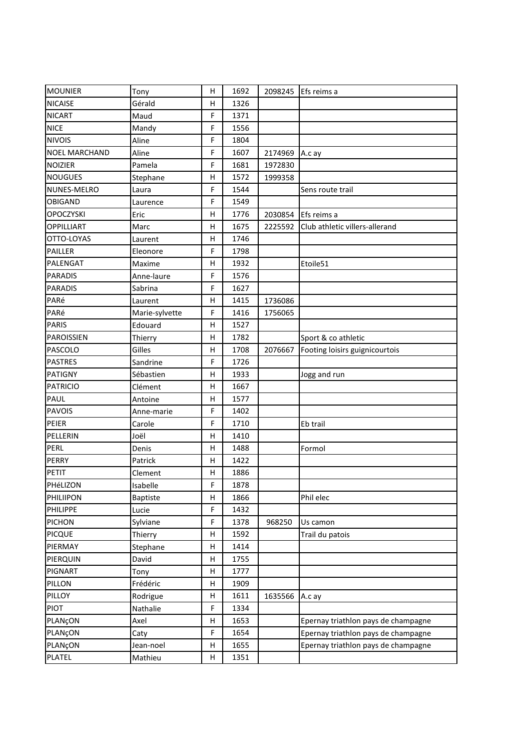| MOUNIER | Tony | H | 1692 | 2098245 | Efs reims a |
|---|---|---|---|---|---|
| NICAISE | Gérald | H | 1326 | | |
| NICART | Maud | F | 1371 | | |
| NICE | Mandy | F | 1556 | | |
| NIVOIS | Aline | F | 1804 | | |
| NOEL MARCHAND | Aline | F | 1607 | 2174969 | A.c ay |
| NOIZIER | Pamela | F | 1681 | 1972830 | |
| NOUGUES | Stephane | H | 1572 | 1999358 | |
| NUNES-MELRO | Laura | F | 1544 | | Sens route trail |
| OBIGAND | Laurence | F | 1549 | | |
| OPOCZYSKI | Eric | H | 1776 | 2030854 | Efs reims a |
| OPPILLIART | Marc | H | 1675 | 2225592 | Club athletic villers-allerand |
| OTTO-LOYAS | Laurent | H | 1746 | | |
| PAILLER | Eleonore | F | 1798 | | |
| PALENGAT | Maxime | H | 1932 | | Etoile51 |
| PARADIS | Anne-laure | F | 1576 | | |
| PARADIS | Sabrina | F | 1627 | | |
| PARé | Laurent | H | 1415 | 1736086 | |
| PARé | Marie-sylvette | F | 1416 | 1756065 | |
| PARIS | Edouard | H | 1527 | | |
| PAROISSIEN | Thierry | H | 1782 | | Sport & co athletic |
| PASCOLO | Gilles | H | 1708 | 2076667 | Footing loisirs guignicourtois |
| PASTRES | Sandrine | F | 1726 | | |
| PATIGNY | Sébastien | H | 1933 | | Jogg and run |
| PATRICIO | Clément | H | 1667 | | |
| PAUL | Antoine | H | 1577 | | |
| PAVOIS | Anne-marie | F | 1402 | | |
| PEIER | Carole | F | 1710 | | Eb trail |
| PELLERIN | Joël | H | 1410 | | |
| PERL | Denis | H | 1488 | | Formol |
| PERRY | Patrick | H | 1422 | | |
| PETIT | Clement | H | 1886 | | |
| PHéLIZON | Isabelle | F | 1878 | | |
| PHILIIPON | Baptiste | H | 1866 | | Phil elec |
| PHILIPPE | Lucie | F | 1432 | | |
| PICHON | Sylviane | F | 1378 | 968250 | Us camon |
| PICQUE | Thierry | H | 1592 | | Trail du patois |
| PIERMAY | Stephane | H | 1414 | | |
| PIERQUIN | David | H | 1755 | | |
| PIGNART | Tony | H | 1777 | | |
| PILLON | Frédéric | H | 1909 | | |
| PILLOY | Rodrigue | H | 1611 | 1635566 | A.c ay |
| PIOT | Nathalie | F | 1334 | | |
| PLANçON | Axel | H | 1653 | | Epernay triathlon pays de champagne |
| PLANçON | Caty | F | 1654 | | Epernay triathlon pays de champagne |
| PLANçON | Jean-noel | H | 1655 | | Epernay triathlon pays de champagne |
| PLATEL | Mathieu | H | 1351 | | |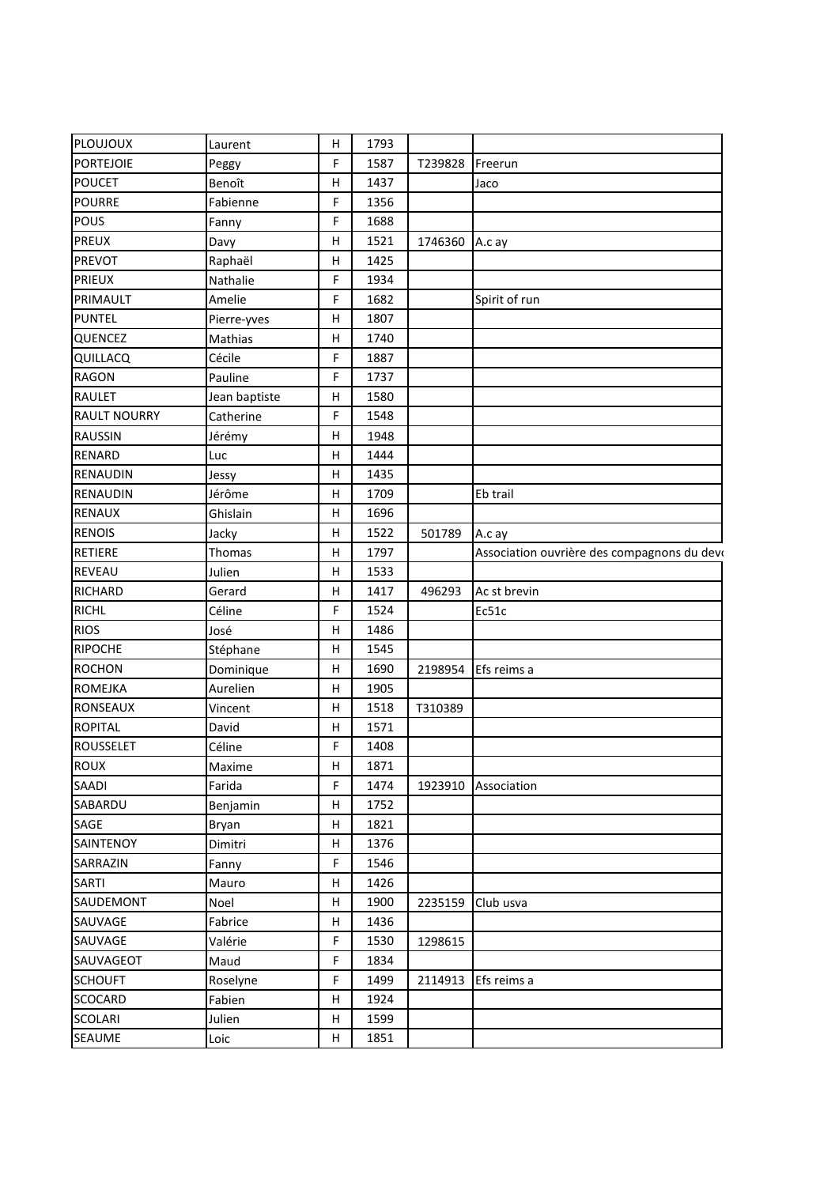| | | | | | |
|---|---|---|---|---|---|
| PLOUJOUX | Laurent | H | 1793 | | |
| PORTEJOIE | Peggy | F | 1587 | T239828 | Freerun |
| POUCET | Benoît | H | 1437 | | Jaco |
| POURRE | Fabienne | F | 1356 | | |
| POUS | Fanny | F | 1688 | | |
| PREUX | Davy | H | 1521 | 1746360 | A.c ay |
| PREVOT | Raphaël | H | 1425 | | |
| PRIEUX | Nathalie | F | 1934 | | |
| PRIMAULT | Amelie | F | 1682 | | Spirit of run |
| PUNTEL | Pierre-yves | H | 1807 | | |
| QUENCEZ | Mathias | H | 1740 | | |
| QUILLACQ | Cécile | F | 1887 | | |
| RAGON | Pauline | F | 1737 | | |
| RAULET | Jean baptiste | H | 1580 | | |
| RAULT NOURRY | Catherine | F | 1548 | | |
| RAUSSIN | Jérémy | H | 1948 | | |
| RENARD | Luc | H | 1444 | | |
| RENAUDIN | Jessy | H | 1435 | | |
| RENAUDIN | Jérôme | H | 1709 | | Eb trail |
| RENAUX | Ghislain | H | 1696 | | |
| RENOIS | Jacky | H | 1522 | 501789 | A.c ay |
| RETIERE | Thomas | H | 1797 | | Association ouvrière des compagnons du devo |
| REVEAU | Julien | H | 1533 | | |
| RICHARD | Gerard | H | 1417 | 496293 | Ac st brevin |
| RICHL | Céline | F | 1524 | | Ec51c |
| RIOS | José | H | 1486 | | |
| RIPOCHE | Stéphane | H | 1545 | | |
| ROCHON | Dominique | H | 1690 | 2198954 | Efs reims a |
| ROMEJKA | Aurelien | H | 1905 | | |
| RONSEAUX | Vincent | H | 1518 | T310389 | |
| ROPITAL | David | H | 1571 | | |
| ROUSSELET | Céline | F | 1408 | | |
| ROUX | Maxime | H | 1871 | | |
| SAADI | Farida | F | 1474 | 1923910 | Association |
| SABARDU | Benjamin | H | 1752 | | |
| SAGE | Bryan | H | 1821 | | |
| SAINTENOY | Dimitri | H | 1376 | | |
| SARRAZIN | Fanny | F | 1546 | | |
| SARTI | Mauro | H | 1426 | | |
| SAUDEMONT | Noel | H | 1900 | 2235159 | Club usva |
| SAUVAGE | Fabrice | H | 1436 | | |
| SAUVAGE | Valérie | F | 1530 | 1298615 | |
| SAUVAGEOT | Maud | F | 1834 | | |
| SCHOUFT | Roselyne | F | 1499 | 2114913 | Efs reims a |
| SCOCARD | Fabien | H | 1924 | | |
| SCOLARI | Julien | H | 1599 | | |
| SEAUME | Loic | H | 1851 | | |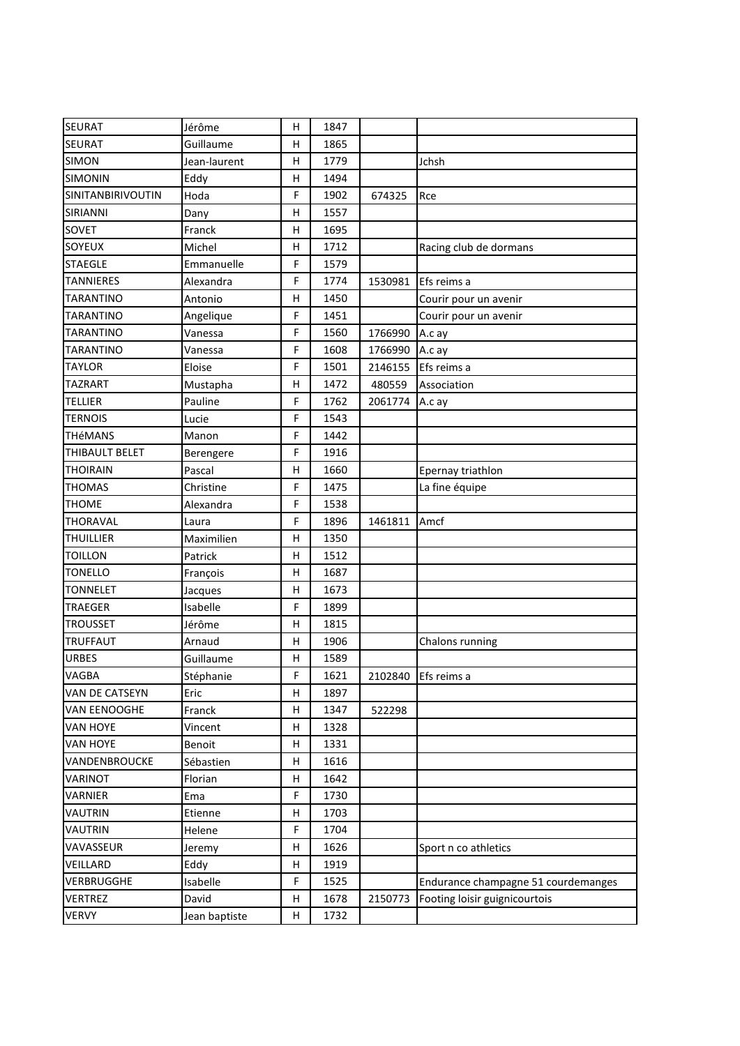| SEURAT | Jérôme | H | 1847 | | |
|---|---|---|---|---|---|
| SEURAT | Guillaume | H | 1865 | | |
| SIMON | Jean-laurent | H | 1779 | | Jchsh |
| SIMONIN | Eddy | H | 1494 | | |
| SINITANBIRIVOUTIN | Hoda | F | 1902 | 674325 | Rce |
| SIRIANNI | Dany | H | 1557 | | |
| SOVET | Franck | H | 1695 | | |
| SOYEUX | Michel | H | 1712 | | Racing club de dormans |
| STAEGLE | Emmanuelle | F | 1579 | | |
| TANNIERES | Alexandra | F | 1774 | 1530981 | Efs reims a |
| TARANTINO | Antonio | H | 1450 | | Courir pour un avenir |
| TARANTINO | Angelique | F | 1451 | | Courir pour un avenir |
| TARANTINO | Vanessa | F | 1560 | 1766990 | A.c ay |
| TARANTINO | Vanessa | F | 1608 | 1766990 | A.c ay |
| TAYLOR | Eloise | F | 1501 | 2146155 | Efs reims a |
| TAZRART | Mustapha | H | 1472 | 480559 | Association |
| TELLIER | Pauline | F | 1762 | 2061774 | A.c ay |
| TERNOIS | Lucie | F | 1543 | | |
| THéMANS | Manon | F | 1442 | | |
| THIBAULT BELET | Berengere | F | 1916 | | |
| THOIRAIN | Pascal | H | 1660 | | Epernay triathlon |
| THOMAS | Christine | F | 1475 | | La fine équipe |
| THOME | Alexandra | F | 1538 | | |
| THORAVAL | Laura | F | 1896 | 1461811 | Amcf |
| THUILLIER | Maximilien | H | 1350 | | |
| TOILLON | Patrick | H | 1512 | | |
| TONELLO | François | H | 1687 | | |
| TONNELET | Jacques | H | 1673 | | |
| TRAEGER | Isabelle | F | 1899 | | |
| TROUSSET | Jérôme | H | 1815 | | |
| TRUFFAUT | Arnaud | H | 1906 | | Chalons running |
| URBES | Guillaume | H | 1589 | | |
| VAGBA | Stéphanie | F | 1621 | 2102840 | Efs reims a |
| VAN DE CATSEYN | Eric | H | 1897 | | |
| VAN EENOOGHE | Franck | H | 1347 | 522298 | |
| VAN HOYE | Vincent | H | 1328 | | |
| VAN HOYE | Benoit | H | 1331 | | |
| VANDENBROUCKE | Sébastien | H | 1616 | | |
| VARINOT | Florian | H | 1642 | | |
| VARNIER | Ema | F | 1730 | | |
| VAUTRIN | Etienne | H | 1703 | | |
| VAUTRIN | Helene | F | 1704 | | |
| VAVASSEUR | Jeremy | H | 1626 | | Sport n co athletics |
| VEILLARD | Eddy | H | 1919 | | |
| VERBRUGGHE | Isabelle | F | 1525 | | Endurance champagne 51 courdemanges |
| VERTREZ | David | H | 1678 | 2150773 | Footing loisir guignicourtois |
| VERVY | Jean baptiste | H | 1732 | | |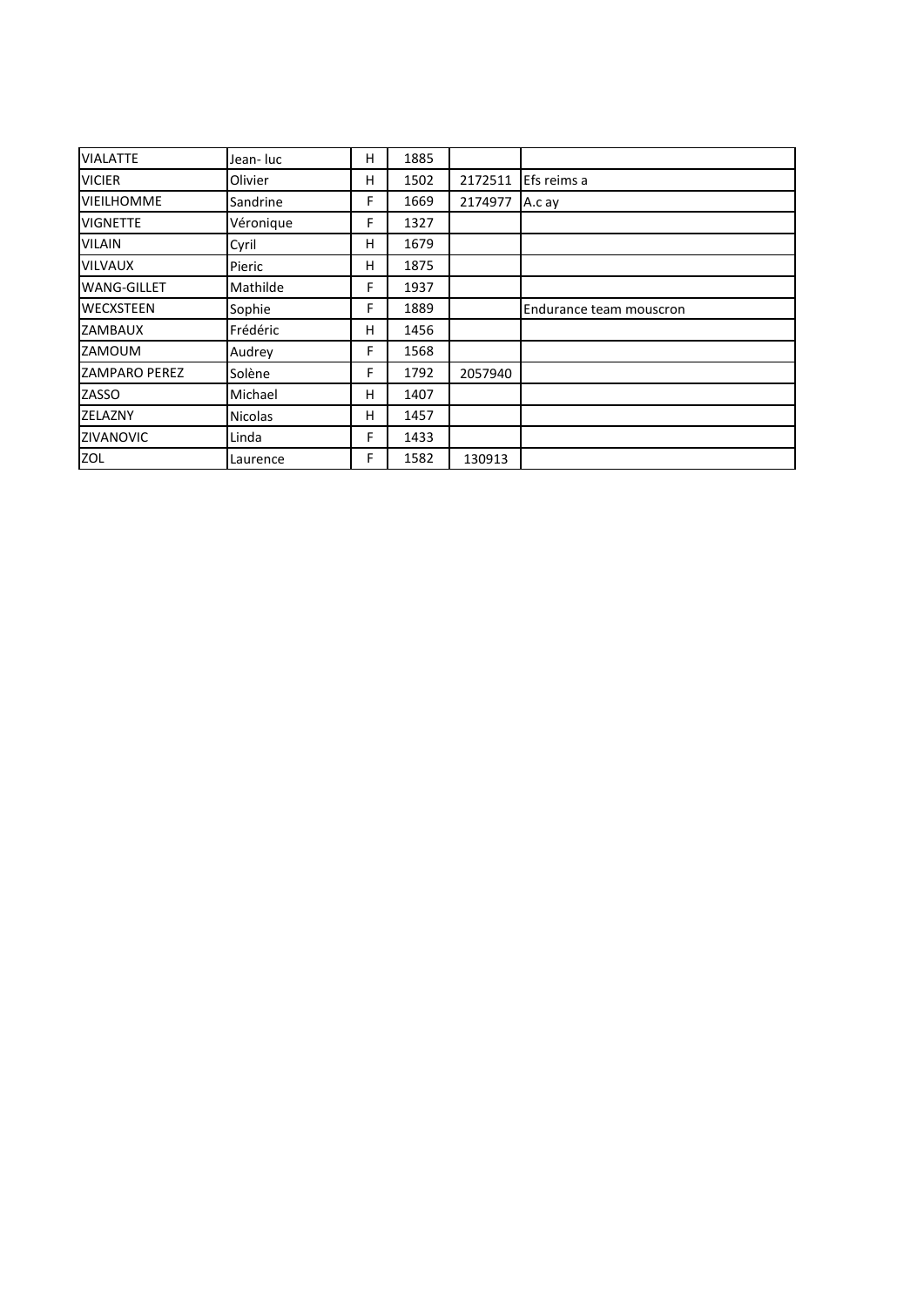| | | | | | |
|---|---|---|---|---|---|
| VIALATTE | Jean- luc | H | 1885 | | |
| VICIER | Olivier | H | 1502 | 2172511 | Efs reims a |
| VIEILHOMME | Sandrine | F | 1669 | 2174977 | A.c ay |
| VIGNETTE | Véronique | F | 1327 | | |
| VILAIN | Cyril | H | 1679 | | |
| VILVAUX | Pieric | H | 1875 | | |
| WANG-GILLET | Mathilde | F | 1937 | | |
| WECXSTEEN | Sophie | F | 1889 | | Endurance team mouscron |
| ZAMBAUX | Frédéric | H | 1456 | | |
| ZAMOUM | Audrey | F | 1568 | | |
| ZAMPARO PEREZ | Solène | F | 1792 | 2057940 | |
| ZASSO | Michael | H | 1407 | | |
| ZELAZNY | Nicolas | H | 1457 | | |
| ZIVANOVIC | Linda | F | 1433 | | |
| ZOL | Laurence | F | 1582 | 130913 | |